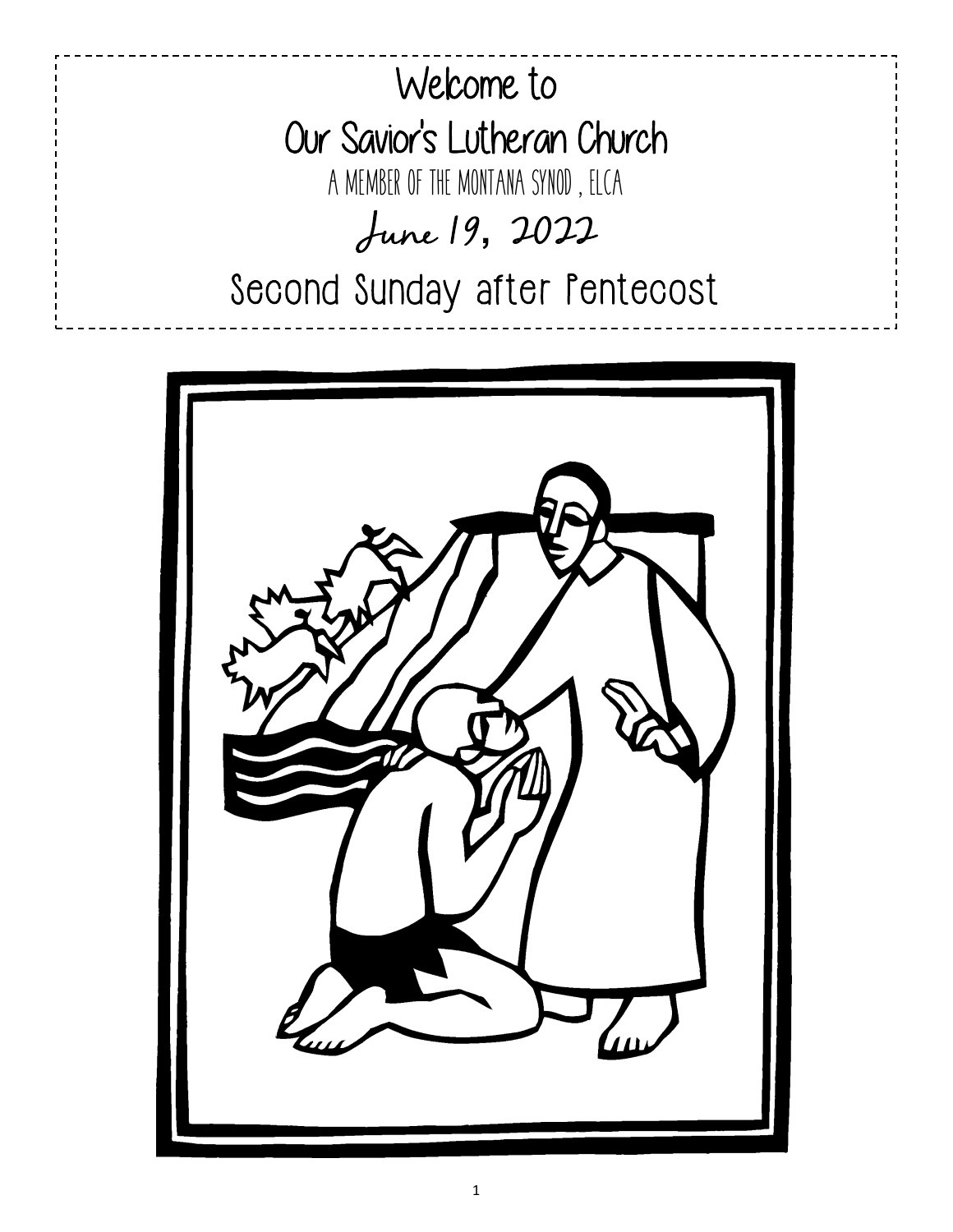# Welcome to
# Our Savior's Lutheran Church

A MEMBER OF THE MONTANA SYNOD , ELCA

## June 19, 2022

## Second Sunday after Pentecost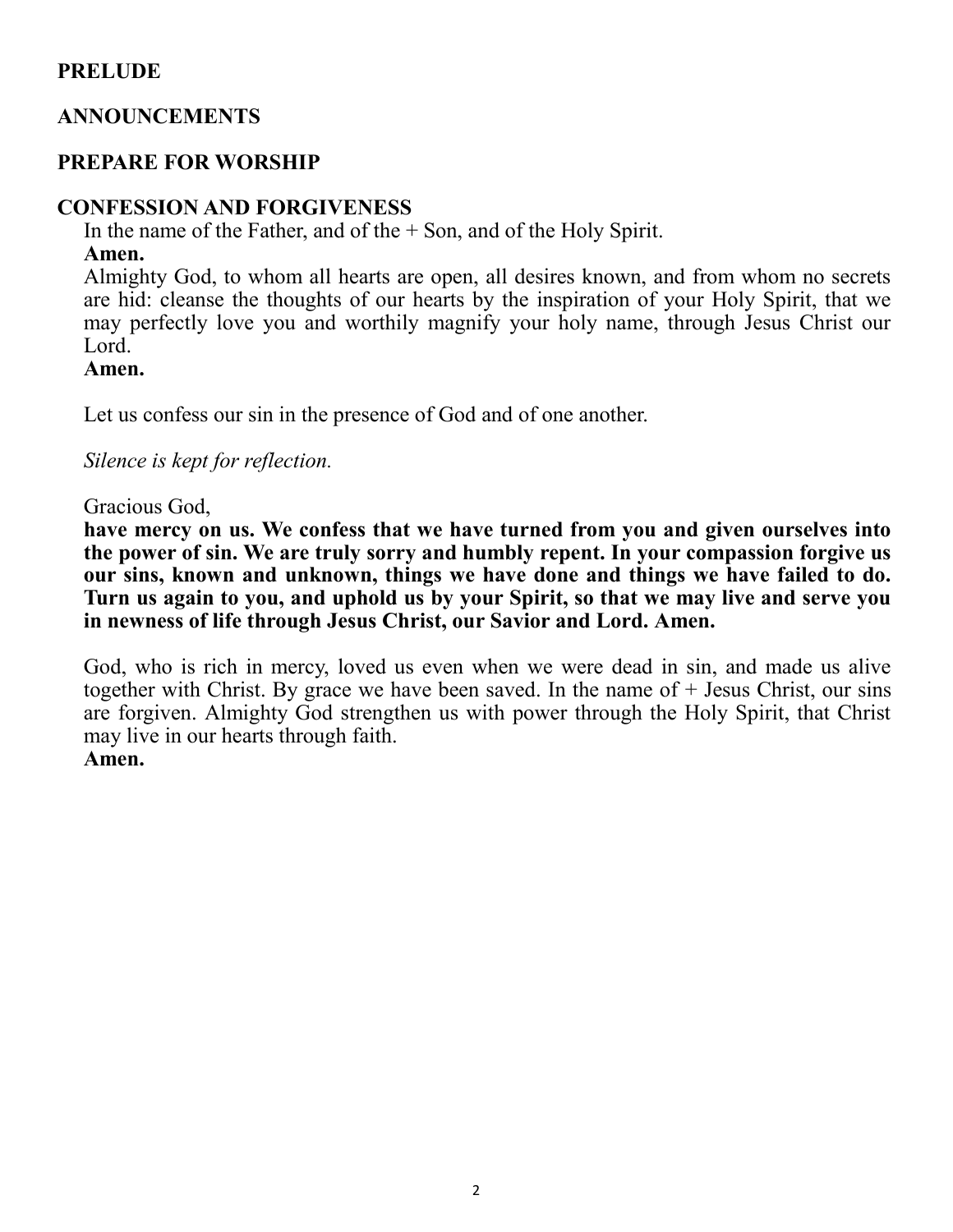## PRELUDE

## ANNOUNCEMENTS

## PREPARE FOR WORSHIP

## CONFESSION AND FORGIVENESS

In the name of the Father, and of the + Son, and of the Holy Spirit.
**Amen.**

Almighty God, to whom all hearts are open, all desires known, and from whom no secrets are hid: cleanse the thoughts of our hearts by the inspiration of your Holy Spirit, that we may perfectly love you and worthily magnify your holy name, through Jesus Christ our Lord.
**Amen.**

Let us confess our sin in the presence of God and of one another.

*Silence is kept for reflection.*

Gracious God,
**have mercy on us. We confess that we have turned from you and given ourselves into the power of sin. We are truly sorry and humbly repent. In your compassion forgive us our sins, known and unknown, things we have done and things we have failed to do. Turn us again to you, and uphold us by your Spirit, so that we may live and serve you in newness of life through Jesus Christ, our Savior and Lord. Amen.**

God, who is rich in mercy, loved us even when we were dead in sin, and made us alive together with Christ. By grace we have been saved. In the name of + Jesus Christ, our sins are forgiven. Almighty God strengthen us with power through the Holy Spirit, that Christ may live in our hearts through faith.
**Amen.**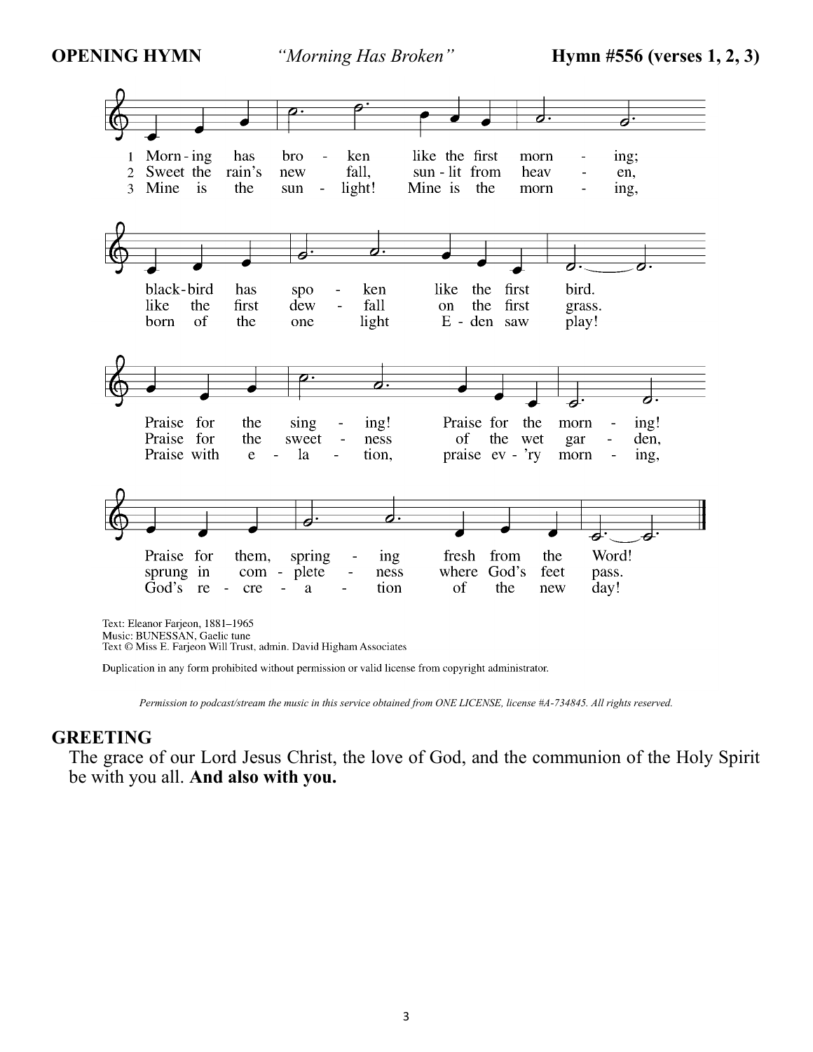**OPENING HYMN** *"Morning Has Broken"* **Hymn #556 (verses 1, 2, 3)**

1 Morn-ing has bro - ken like the first morn - ing;
black-bird has spo - ken like the first bird.
Praise for the sing - ing! Praise for the morn - ing!
Praise for them, spring - ing fresh from the Word!

2 Sweet the rain's new fall, sun-lit from heav - en,
like the first dew - fall on the first grass.
Praise for the sweet - ness of the wet gar - den,
sprung in com - plete - ness where God's feet pass.

3 Mine is the sun - light! Mine is the morn - ing,
born of the one light E - den saw play!
Praise with e - la - tion, praise ev - 'ry morn - ing,
God's re - cre - a - tion of the new day!

Text: Eleanor Farjeon, 1881–1965
Music: BUNESSAN, Gaelic tune
Text © Miss E. Farjeon Will Trust, admin. David Higham Associates

Duplication in any form prohibited without permission or valid license from copyright administrator.

*Permission to podcast/stream the music in this service obtained from ONE LICENSE, license #A-734845. All rights reserved.*

## GREETING

The grace of our Lord Jesus Christ, the love of God, and the communion of the Holy Spirit be with you all. **And also with you.**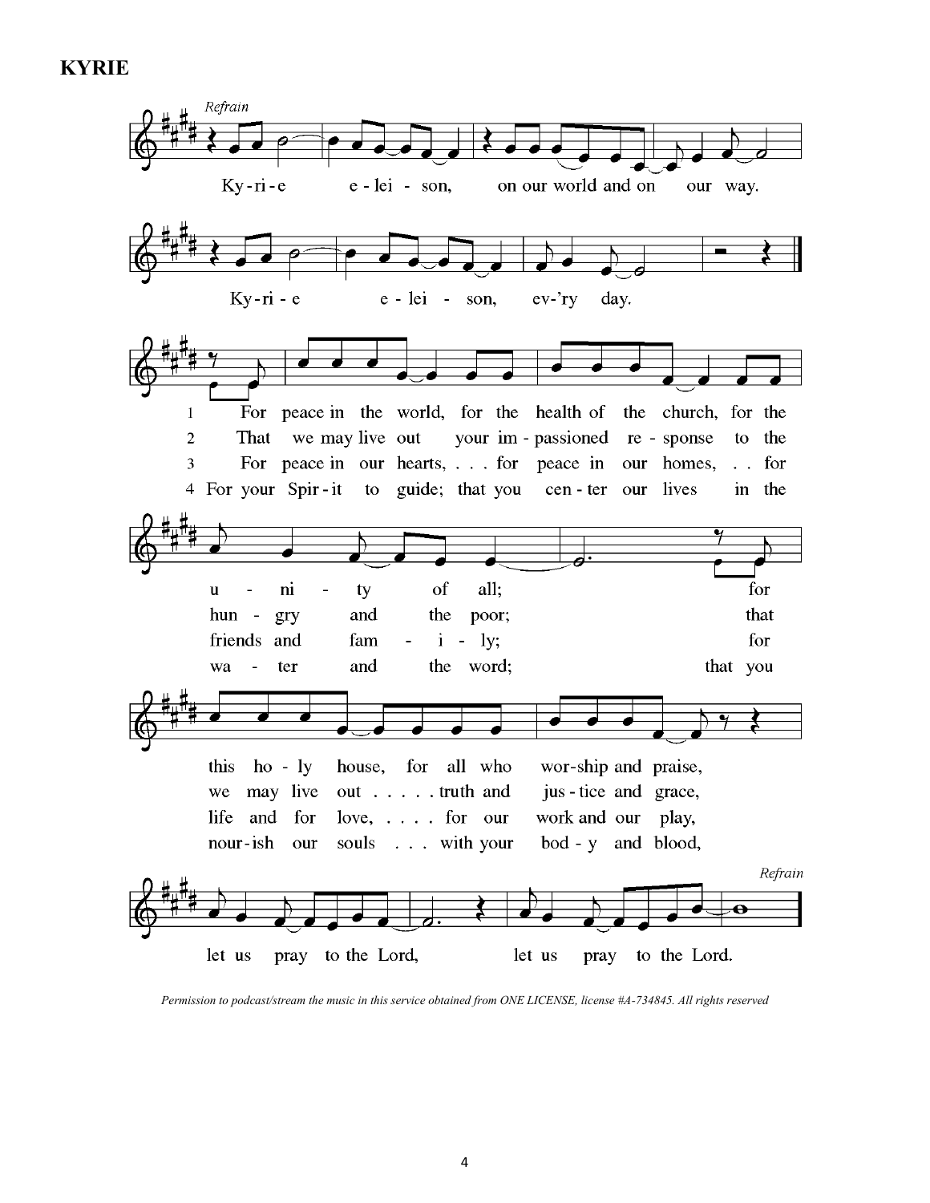**KYRIE**

*Refrain*

Ky-ri-e e-lei-son, on our world and on our way.
Ky-ri-e e-lei-son, ev-'ry day.

1. For peace in the world, for the health of the church, for the unity of all; for this holy house, for all who worship and praise, let us pray to the Lord, let us pray to the Lord.
2. That we may live out your impassioned response to the hungry and the poor; that we may live out . . . . . truth and justice and grace, let us pray to the Lord, let us pray to the Lord.
3. For peace in our hearts, . . . for peace in our homes, . . for friends and family; for life and for love, . . . . for our work and our play, let us pray to the Lord, let us pray to the Lord.
4. For your Spirit to guide; that you center our lives in the water and the word; that you nourish our souls . . . with your body and blood, let us pray to the Lord, let us pray to the Lord.

*Refrain*

*Permission to podcast/stream the music in this service obtained from ONE LICENSE, license #A-734845. All rights reserved*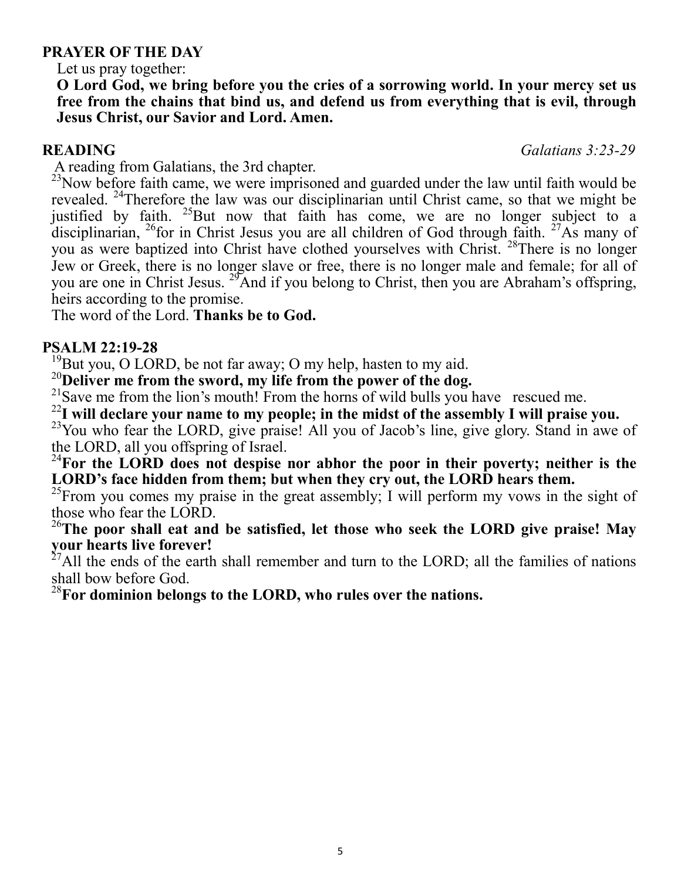## PRAYER OF THE DAY

Let us pray together:

**O Lord God, we bring before you the cries of a sorrowing world. In your mercy set us free from the chains that bind us, and defend us from everything that is evil, through Jesus Christ, our Savior and Lord. Amen.**

## READING *Galatians 3:23-29*

A reading from Galatians, the 3rd chapter.

[23]Now before faith came, we were imprisoned and guarded under the law until faith would be revealed. [24]Therefore the law was our disciplinarian until Christ came, so that we might be justified by faith. [25]But now that faith has come, we are no longer subject to a disciplinarian, [26]for in Christ Jesus you are all children of God through faith. [27]As many of you as were baptized into Christ have clothed yourselves with Christ. [28]There is no longer Jew or Greek, there is no longer slave or free, there is no longer male and female; for all of you are one in Christ Jesus. [29]And if you belong to Christ, then you are Abraham's offspring, heirs according to the promise.

The word of the Lord. **Thanks be to God.**

## PSALM 22:19-28

[19]But you, O LORD, be not far away; O my help, hasten to my aid.

[20]**Deliver me from the sword, my life from the power of the dog.**

[21]Save me from the lion's mouth! From the horns of wild bulls you have rescued me.

[22]**I will declare your name to my people; in the midst of the assembly I will praise you.**

[23]You who fear the LORD, give praise! All you of Jacob's line, give glory. Stand in awe of the LORD, all you offspring of Israel.

[24]**For the LORD does not despise nor abhor the poor in their poverty; neither is the LORD's face hidden from them; but when they cry out, the LORD hears them.**

[25]From you comes my praise in the great assembly; I will perform my vows in the sight of those who fear the LORD.

[26]**The poor shall eat and be satisfied, let those who seek the LORD give praise! May your hearts live forever!**

[27]All the ends of the earth shall remember and turn to the LORD; all the families of nations shall bow before God.

[28]**For dominion belongs to the LORD, who rules over the nations.**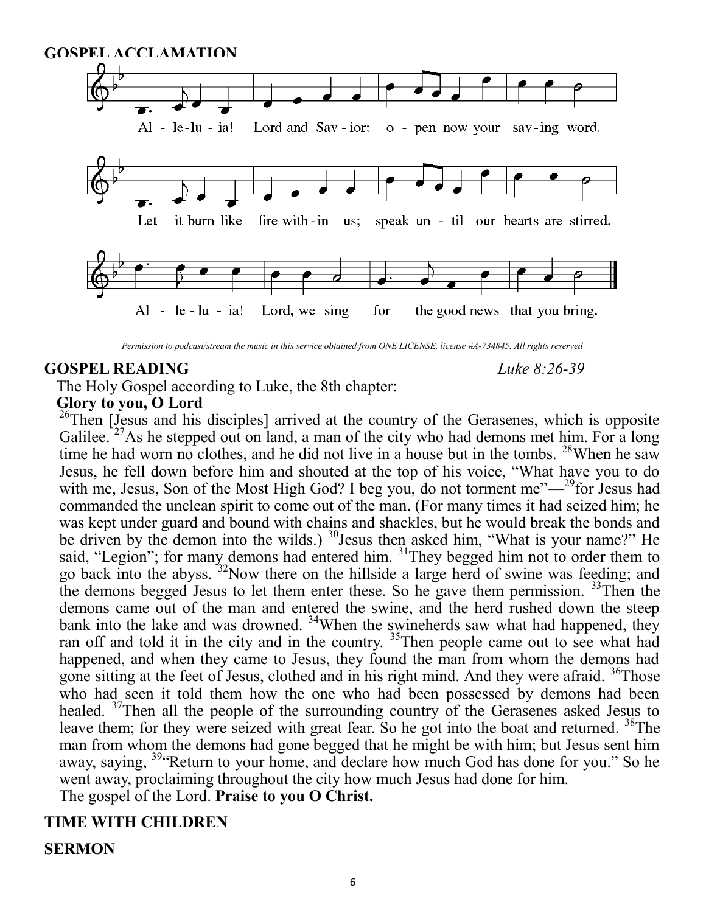## GOSPEL ACCLAMATION

Al - le-lu - ia! Lord and Sav - ior: o - pen now your sav-ing word.

Let it burn like fire with-in us; speak un - til our hearts are stirred.

Al - le - lu - ia! Lord, we sing for the good news that you bring.

*Permission to podcast/stream the music in this service obtained from ONE LICENSE, license #A-734845. All rights reserved*

## GOSPEL READING *Luke 8:26-39*

The Holy Gospel according to Luke, the 8th chapter:

**Glory to you, O Lord**

[26]Then [Jesus and his disciples] arrived at the country of the Gerasenes, which is opposite Galilee. [27]As he stepped out on land, a man of the city who had demons met him. For a long time he had worn no clothes, and he did not live in a house but in the tombs. [28]When he saw Jesus, he fell down before him and shouted at the top of his voice, "What have you to do with me, Jesus, Son of the Most High God? I beg you, do not torment me"—[29]for Jesus had commanded the unclean spirit to come out of the man. (For many times it had seized him; he was kept under guard and bound with chains and shackles, but he would break the bonds and be driven by the demon into the wilds.) [30]Jesus then asked him, "What is your name?" He said, "Legion"; for many demons had entered him. [31]They begged him not to order them to go back into the abyss. [32]Now there on the hillside a large herd of swine was feeding; and the demons begged Jesus to let them enter these. So he gave them permission. [33]Then the demons came out of the man and entered the swine, and the herd rushed down the steep bank into the lake and was drowned. [34]When the swineherds saw what had happened, they ran off and told it in the city and in the country. [35]Then people came out to see what had happened, and when they came to Jesus, they found the man from whom the demons had gone sitting at the feet of Jesus, clothed and in his right mind. And they were afraid. [36]Those who had seen it told them how the one who had been possessed by demons had been healed. [37]Then all the people of the surrounding country of the Gerasenes asked Jesus to leave them; for they were seized with great fear. So he got into the boat and returned. [38]The man from whom the demons had gone begged that he might be with him; but Jesus sent him away, saying, [39]"Return to your home, and declare how much God has done for you." So he went away, proclaiming throughout the city how much Jesus had done for him.

The gospel of the Lord. **Praise to you O Christ.**

## TIME WITH CHILDREN

## SERMON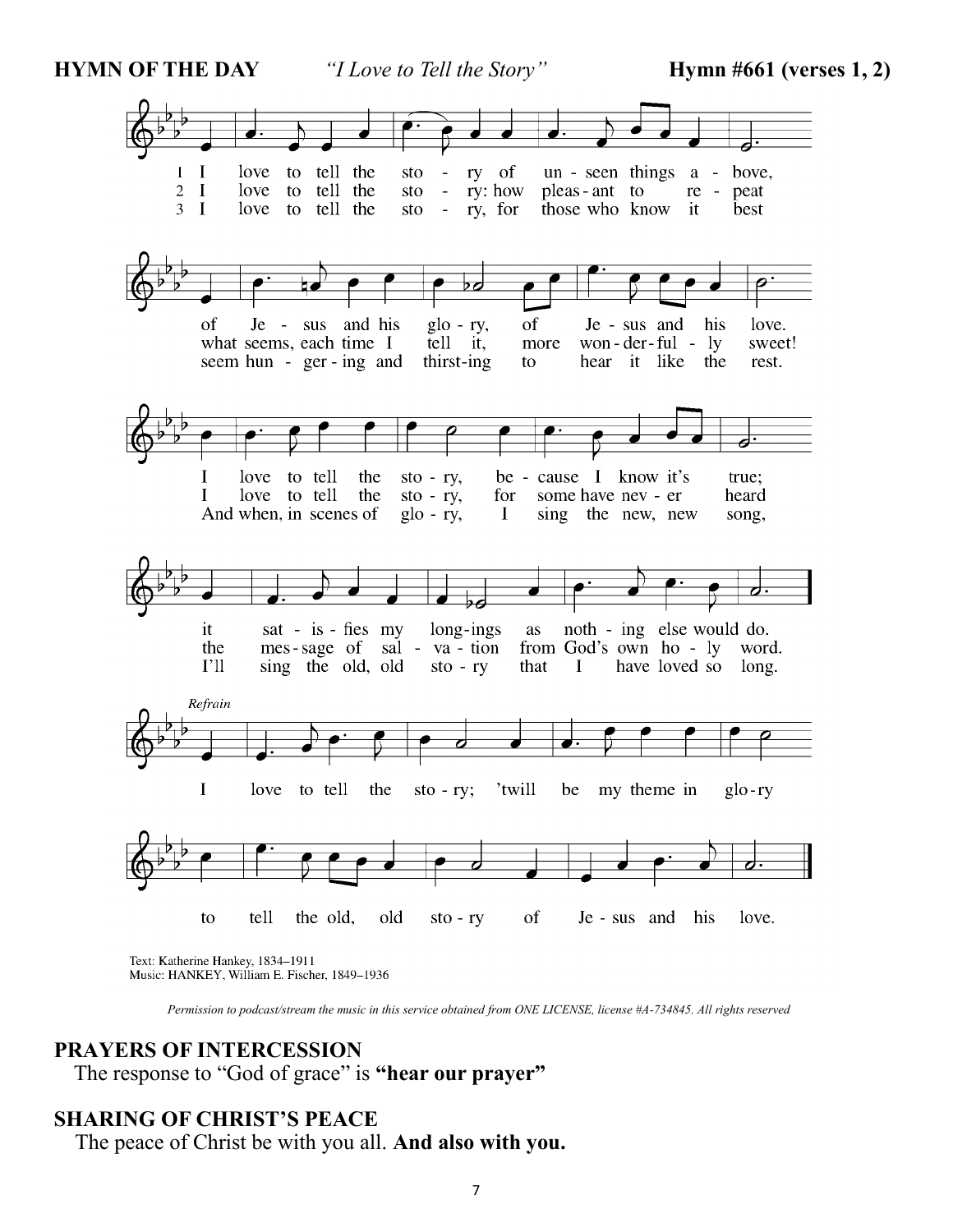**HYMN OF THE DAY** *"I Love to Tell the Story"* **Hymn #661 (verses 1, 2)**

1 I love to tell the story of unseen things above, of Jesus and his glory, of Jesus and his love. I love to tell the story, because I know it's true; it satisfies my longings as nothing else would do.

2 I love to tell the story: how pleasant to repeat what seems, each time I tell it, more wonderfully sweet! I love to tell the story, for some have never heard the message of salvation from God's own holy word.

3 I love to tell the story, for those who know it best seem hungering and thirsting to hear it like the rest. And when, in scenes of glory, I sing the new, new song, I'll sing the old, old story that I have loved so long.

*Refrain*

I love to tell the story; 'twill be my theme in glory to tell the old, old story of Jesus and his love.

Text: Katherine Hankey, 1834–1911
Music: HANKEY, William E. Fischer, 1849–1936

*Permission to podcast/stream the music in this service obtained from ONE LICENSE, license #A-734845. All rights reserved*

## PRAYERS OF INTERCESSION

The response to "God of grace" is **"hear our prayer"**

## SHARING OF CHRIST'S PEACE

The peace of Christ be with you all. **And also with you.**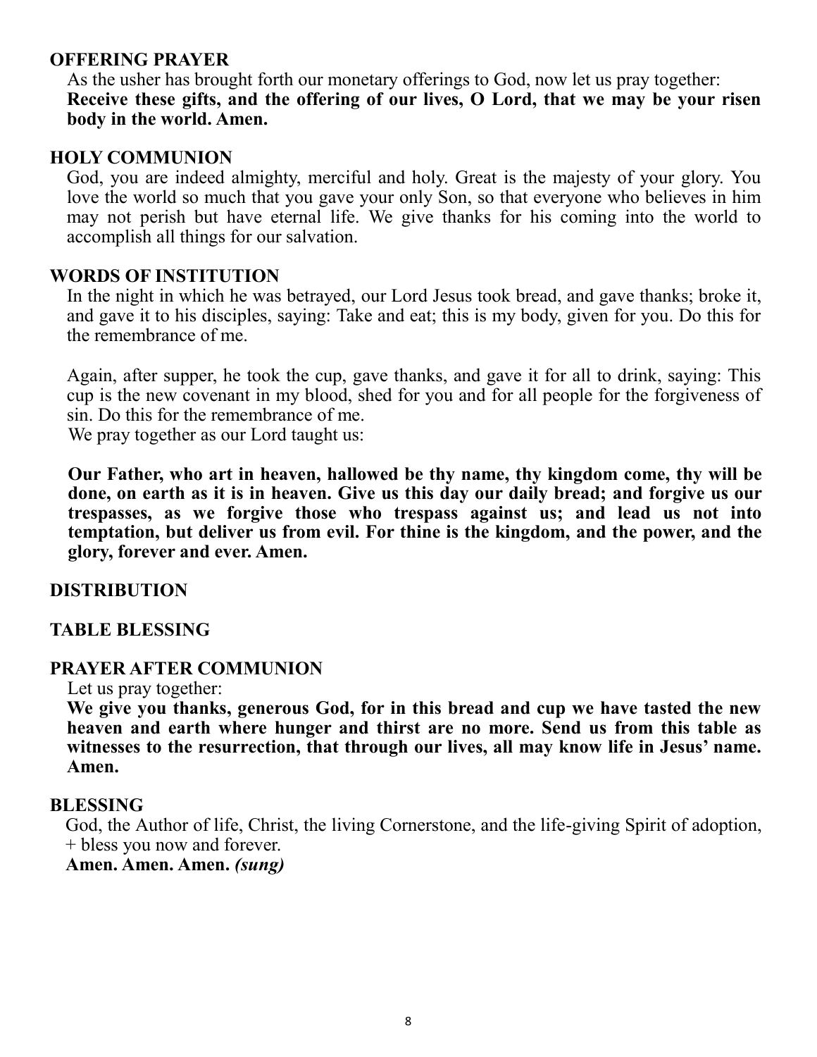## OFFERING PRAYER

As the usher has brought forth our monetary offerings to God, now let us pray together:
**Receive these gifts, and the offering of our lives, O Lord, that we may be your risen body in the world. Amen.**

## HOLY COMMUNION

God, you are indeed almighty, merciful and holy. Great is the majesty of your glory. You love the world so much that you gave your only Son, so that everyone who believes in him may not perish but have eternal life. We give thanks for his coming into the world to accomplish all things for our salvation.

## WORDS OF INSTITUTION

In the night in which he was betrayed, our Lord Jesus took bread, and gave thanks; broke it, and gave it to his disciples, saying: Take and eat; this is my body, given for you. Do this for the remembrance of me.

Again, after supper, he took the cup, gave thanks, and gave it for all to drink, saying: This cup is the new covenant in my blood, shed for you and for all people for the forgiveness of sin. Do this for the remembrance of me.
We pray together as our Lord taught us:

**Our Father, who art in heaven, hallowed be thy name, thy kingdom come, thy will be done, on earth as it is in heaven. Give us this day our daily bread; and forgive us our trespasses, as we forgive those who trespass against us; and lead us not into temptation, but deliver us from evil. For thine is the kingdom, and the power, and the glory, forever and ever. Amen.**

## DISTRIBUTION

## TABLE BLESSING

## PRAYER AFTER COMMUNION

Let us pray together:
**We give you thanks, generous God, for in this bread and cup we have tasted the new heaven and earth where hunger and thirst are no more. Send us from this table as witnesses to the resurrection, that through our lives, all may know life in Jesus' name. Amen.**

## BLESSING

God, the Author of life, Christ, the living Cornerstone, and the life-giving Spirit of adoption, + bless you now and forever.
**Amen. Amen. Amen.** ***(sung)***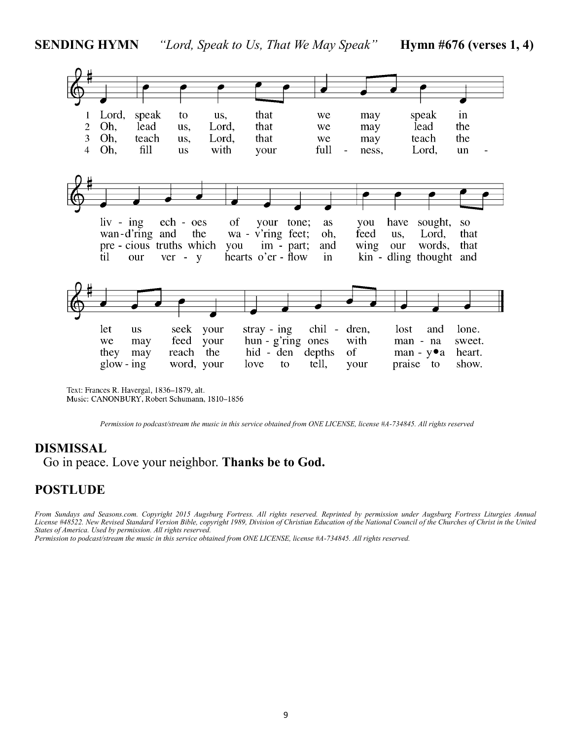**SENDING HYMN** *"Lord, Speak to Us, That We May Speak"* **Hymn #676 (verses 1, 4)**

1 Lord, speak to us, that we may speak in liv - ing ech - oes of your tone; as you have sought, so let us seek your stray - ing chil - dren, lost and lone.

2 Oh, lead us, Lord, that we may lead the wan-d'ring and the wa - v'ring feet; oh, feed us, Lord, that we may feed your hun - g'ring ones with man - na sweet.

3 Oh, teach us, Lord, that we may teach the pre - cious truths which you im - part; and wing our words, that they may reach the hid - den depths of man - y•a heart.

4 Oh, fill us with your full - ness, Lord, un - til our ver - y hearts o'er - flow in kin - dling thought and glow - ing word, your love to tell, your praise to show.

Text: Frances R. Havergal, 1836–1879, alt.
Music: CANONBURY, Robert Schumann, 1810–1856

*Permission to podcast/stream the music in this service obtained from ONE LICENSE, license #A-734845. All rights reserved*

## DISMISSAL

Go in peace. Love your neighbor. **Thanks be to God.**

## POSTLUDE

*From Sundays and Seasons.com. Copyright 2015 Augsburg Fortress. All rights reserved. Reprinted by permission under Augsburg Fortress Liturgies Annual License #48522. New Revised Standard Version Bible, copyright 1989, Division of Christian Education of the National Council of the Churches of Christ in the United States of America. Used by permission. All rights reserved.*
*Permission to podcast/stream the music in this service obtained from ONE LICENSE, license #A-734845. All rights reserved.*